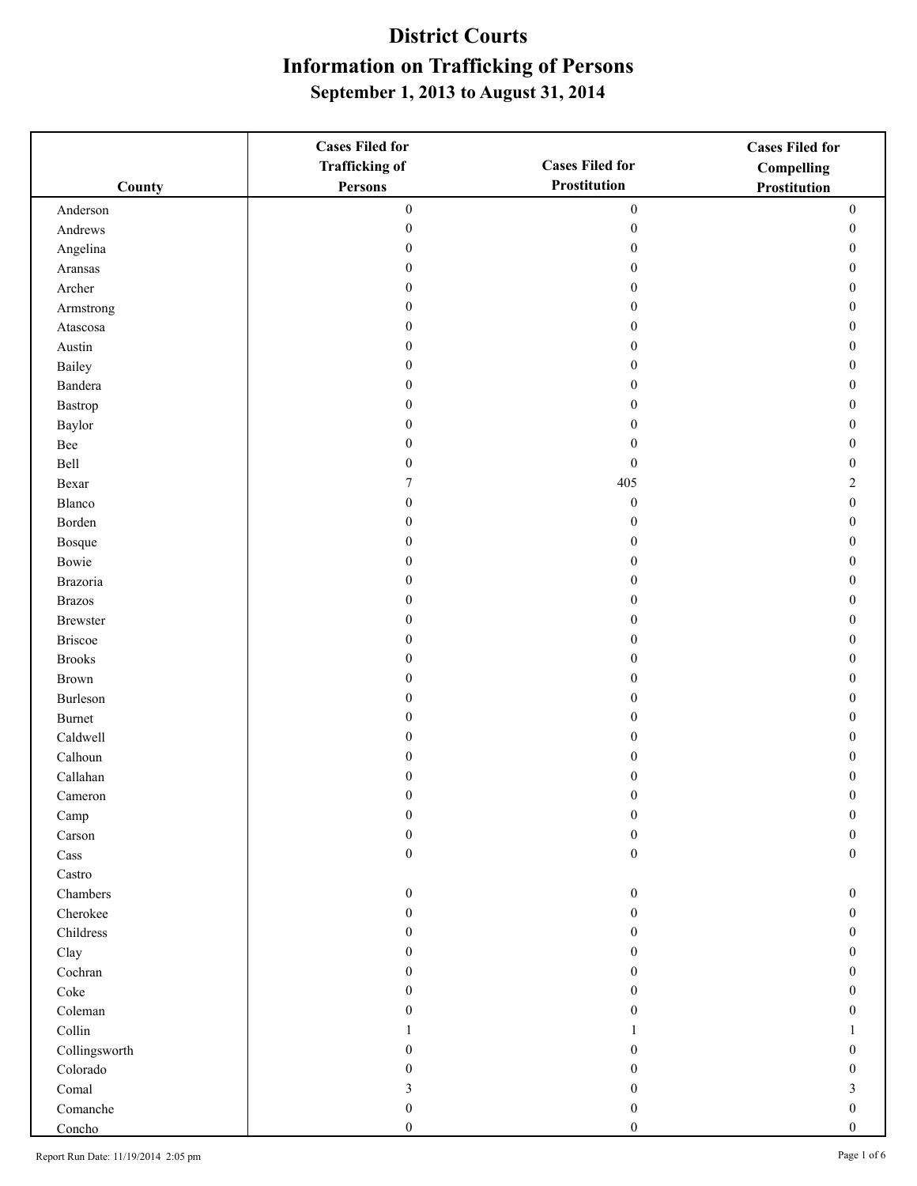# District Courts
# Information on Trafficking of Persons
## September 1, 2013 to August 31, 2014

| County | Cases Filed for Trafficking of Persons | Cases Filed for Prostitution | Cases Filed for Compelling Prostitution |
|---|---|---|---|
| Anderson | 0 | 0 | 0 |
| Andrews | 0 | 0 | 0 |
| Angelina | 0 | 0 | 0 |
| Aransas | 0 | 0 | 0 |
| Archer | 0 | 0 | 0 |
| Armstrong | 0 | 0 | 0 |
| Atascosa | 0 | 0 | 0 |
| Austin | 0 | 0 | 0 |
| Bailey | 0 | 0 | 0 |
| Bandera | 0 | 0 | 0 |
| Bastrop | 0 | 0 | 0 |
| Baylor | 0 | 0 | 0 |
| Bee | 0 | 0 | 0 |
| Bell | 0 | 0 | 0 |
| Bexar | 7 | 405 | 2 |
| Blanco | 0 | 0 | 0 |
| Borden | 0 | 0 | 0 |
| Bosque | 0 | 0 | 0 |
| Bowie | 0 | 0 | 0 |
| Brazoria | 0 | 0 | 0 |
| Brazos | 0 | 0 | 0 |
| Brewster | 0 | 0 | 0 |
| Briscoe | 0 | 0 | 0 |
| Brooks | 0 | 0 | 0 |
| Brown | 0 | 0 | 0 |
| Burleson | 0 | 0 | 0 |
| Burnet | 0 | 0 | 0 |
| Caldwell | 0 | 0 | 0 |
| Calhoun | 0 | 0 | 0 |
| Callahan | 0 | 0 | 0 |
| Cameron | 0 | 0 | 0 |
| Camp | 0 | 0 | 0 |
| Carson | 0 | 0 | 0 |
| Cass | 0 | 0 | 0 |
| Castro | | | |
| Chambers | 0 | 0 | 0 |
| Cherokee | 0 | 0 | 0 |
| Childress | 0 | 0 | 0 |
| Clay | 0 | 0 | 0 |
| Cochran | 0 | 0 | 0 |
| Coke | 0 | 0 | 0 |
| Coleman | 0 | 0 | 0 |
| Collin | 1 | 1 | 1 |
| Collingsworth | 0 | 0 | 0 |
| Colorado | 0 | 0 | 0 |
| Comal | 3 | 0 | 3 |
| Comanche | 0 | 0 | 0 |
| Concho | 0 | 0 | 0 |

Report Run Date: 11/19/2014 2:05 pm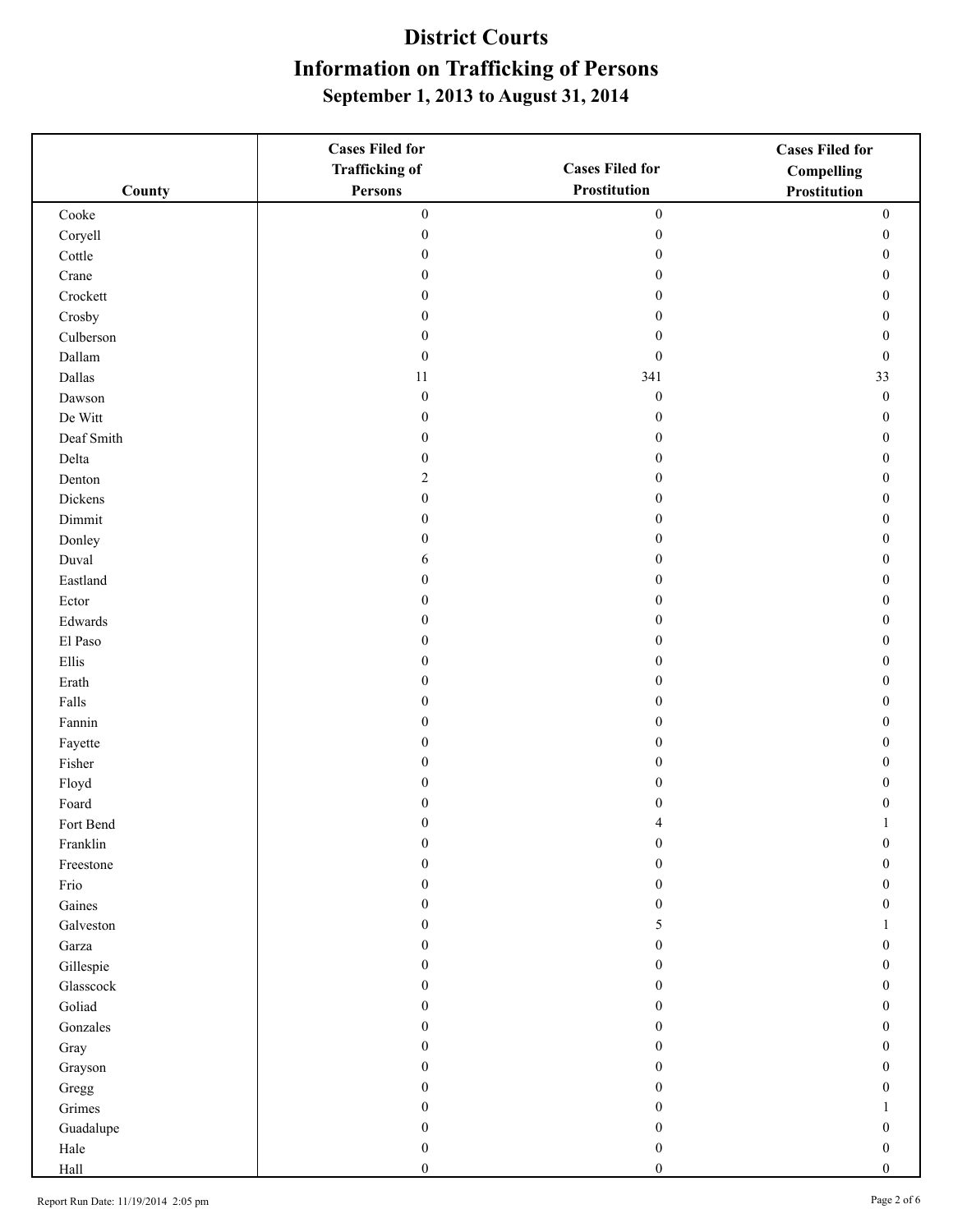# District Courts

# Information on Trafficking of Persons

## September 1, 2013 to August 31, 2014

| County | Cases Filed for Trafficking of Persons | Cases Filed for Prostitution | Cases Filed for Compelling Prostitution |
|---|---|---|---|
| Cooke | 0 | 0 | 0 |
| Coryell | 0 | 0 | 0 |
| Cottle | 0 | 0 | 0 |
| Crane | 0 | 0 | 0 |
| Crockett | 0 | 0 | 0 |
| Crosby | 0 | 0 | 0 |
| Culberson | 0 | 0 | 0 |
| Dallam | 0 | 0 | 0 |
| Dallas | 11 | 341 | 33 |
| Dawson | 0 | 0 | 0 |
| De Witt | 0 | 0 | 0 |
| Deaf Smith | 0 | 0 | 0 |
| Delta | 0 | 0 | 0 |
| Denton | 2 | 0 | 0 |
| Dickens | 0 | 0 | 0 |
| Dimmit | 0 | 0 | 0 |
| Donley | 0 | 0 | 0 |
| Duval | 6 | 0 | 0 |
| Eastland | 0 | 0 | 0 |
| Ector | 0 | 0 | 0 |
| Edwards | 0 | 0 | 0 |
| El Paso | 0 | 0 | 0 |
| Ellis | 0 | 0 | 0 |
| Erath | 0 | 0 | 0 |
| Falls | 0 | 0 | 0 |
| Fannin | 0 | 0 | 0 |
| Fayette | 0 | 0 | 0 |
| Fisher | 0 | 0 | 0 |
| Floyd | 0 | 0 | 0 |
| Foard | 0 | 0 | 0 |
| Fort Bend | 0 | 4 | 1 |
| Franklin | 0 | 0 | 0 |
| Freestone | 0 | 0 | 0 |
| Frio | 0 | 0 | 0 |
| Gaines | 0 | 0 | 0 |
| Galveston | 0 | 5 | 1 |
| Garza | 0 | 0 | 0 |
| Gillespie | 0 | 0 | 0 |
| Glasscock | 0 | 0 | 0 |
| Goliad | 0 | 0 | 0 |
| Gonzales | 0 | 0 | 0 |
| Gray | 0 | 0 | 0 |
| Grayson | 0 | 0 | 0 |
| Gregg | 0 | 0 | 0 |
| Grimes | 0 | 0 | 1 |
| Guadalupe | 0 | 0 | 0 |
| Hale | 0 | 0 | 0 |
| Hall | 0 | 0 | 0 |

Report Run Date: 11/19/2014 2:05 pm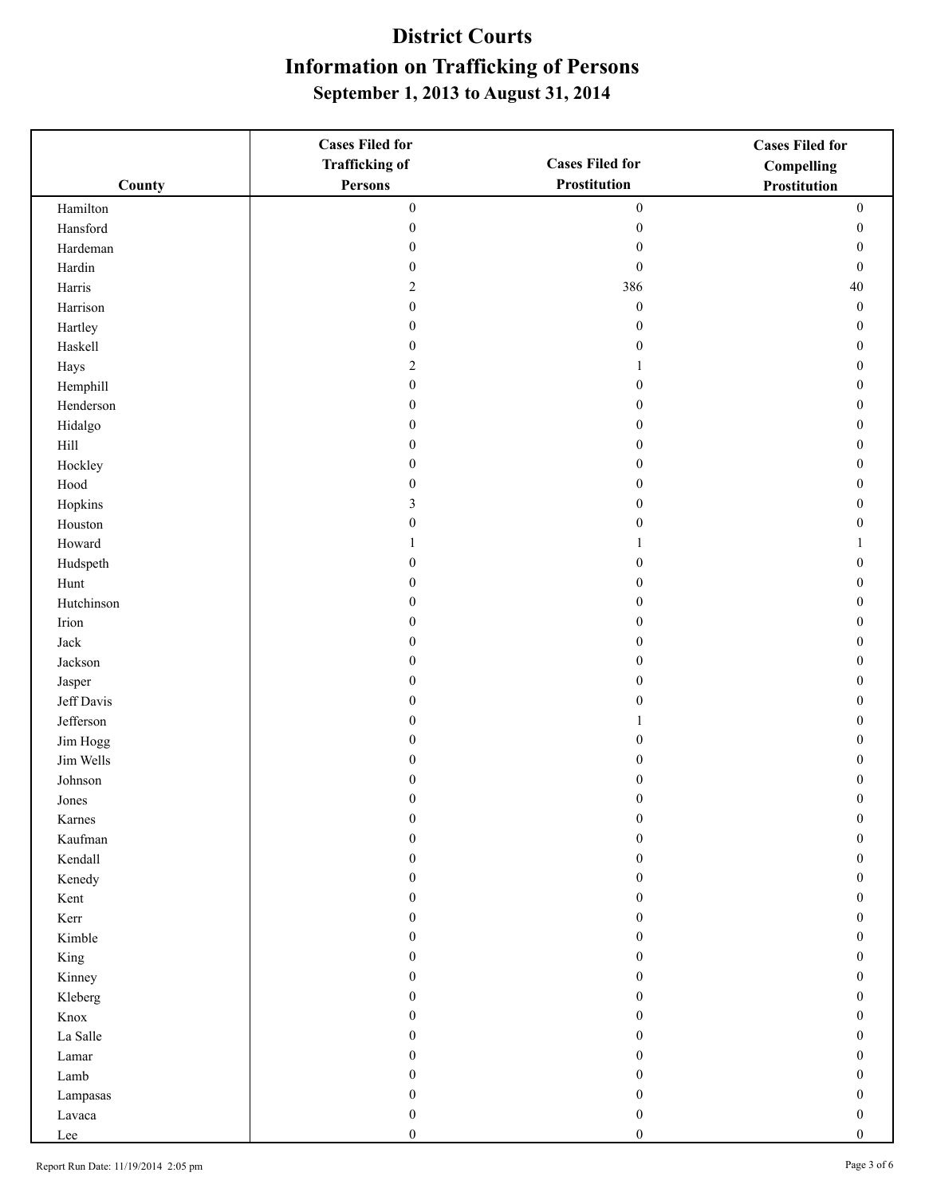# District Courts

# Information on Trafficking of Persons

## September 1, 2013 to August 31, 2014

| County | Cases Filed for Trafficking of Persons | Cases Filed for Prostitution | Cases Filed for Compelling Prostitution |
|---|---|---|---|
| Hamilton | 0 | 0 | 0 |
| Hansford | 0 | 0 | 0 |
| Hardeman | 0 | 0 | 0 |
| Hardin | 0 | 0 | 0 |
| Harris | 2 | 386 | 40 |
| Harrison | 0 | 0 | 0 |
| Hartley | 0 | 0 | 0 |
| Haskell | 0 | 0 | 0 |
| Hays | 2 | 1 | 0 |
| Hemphill | 0 | 0 | 0 |
| Henderson | 0 | 0 | 0 |
| Hidalgo | 0 | 0 | 0 |
| Hill | 0 | 0 | 0 |
| Hockley | 0 | 0 | 0 |
| Hood | 0 | 0 | 0 |
| Hopkins | 3 | 0 | 0 |
| Houston | 0 | 0 | 0 |
| Howard | 1 | 1 | 1 |
| Hudspeth | 0 | 0 | 0 |
| Hunt | 0 | 0 | 0 |
| Hutchinson | 0 | 0 | 0 |
| Irion | 0 | 0 | 0 |
| Jack | 0 | 0 | 0 |
| Jackson | 0 | 0 | 0 |
| Jasper | 0 | 0 | 0 |
| Jeff Davis | 0 | 0 | 0 |
| Jefferson | 0 | 1 | 0 |
| Jim Hogg | 0 | 0 | 0 |
| Jim Wells | 0 | 0 | 0 |
| Johnson | 0 | 0 | 0 |
| Jones | 0 | 0 | 0 |
| Karnes | 0 | 0 | 0 |
| Kaufman | 0 | 0 | 0 |
| Kendall | 0 | 0 | 0 |
| Kenedy | 0 | 0 | 0 |
| Kent | 0 | 0 | 0 |
| Kerr | 0 | 0 | 0 |
| Kimble | 0 | 0 | 0 |
| King | 0 | 0 | 0 |
| Kinney | 0 | 0 | 0 |
| Kleberg | 0 | 0 | 0 |
| Knox | 0 | 0 | 0 |
| La Salle | 0 | 0 | 0 |
| Lamar | 0 | 0 | 0 |
| Lamb | 0 | 0 | 0 |
| Lampasas | 0 | 0 | 0 |
| Lavaca | 0 | 0 | 0 |
| Lee | 0 | 0 | 0 |

Report Run Date: 11/19/2014 2:05 pm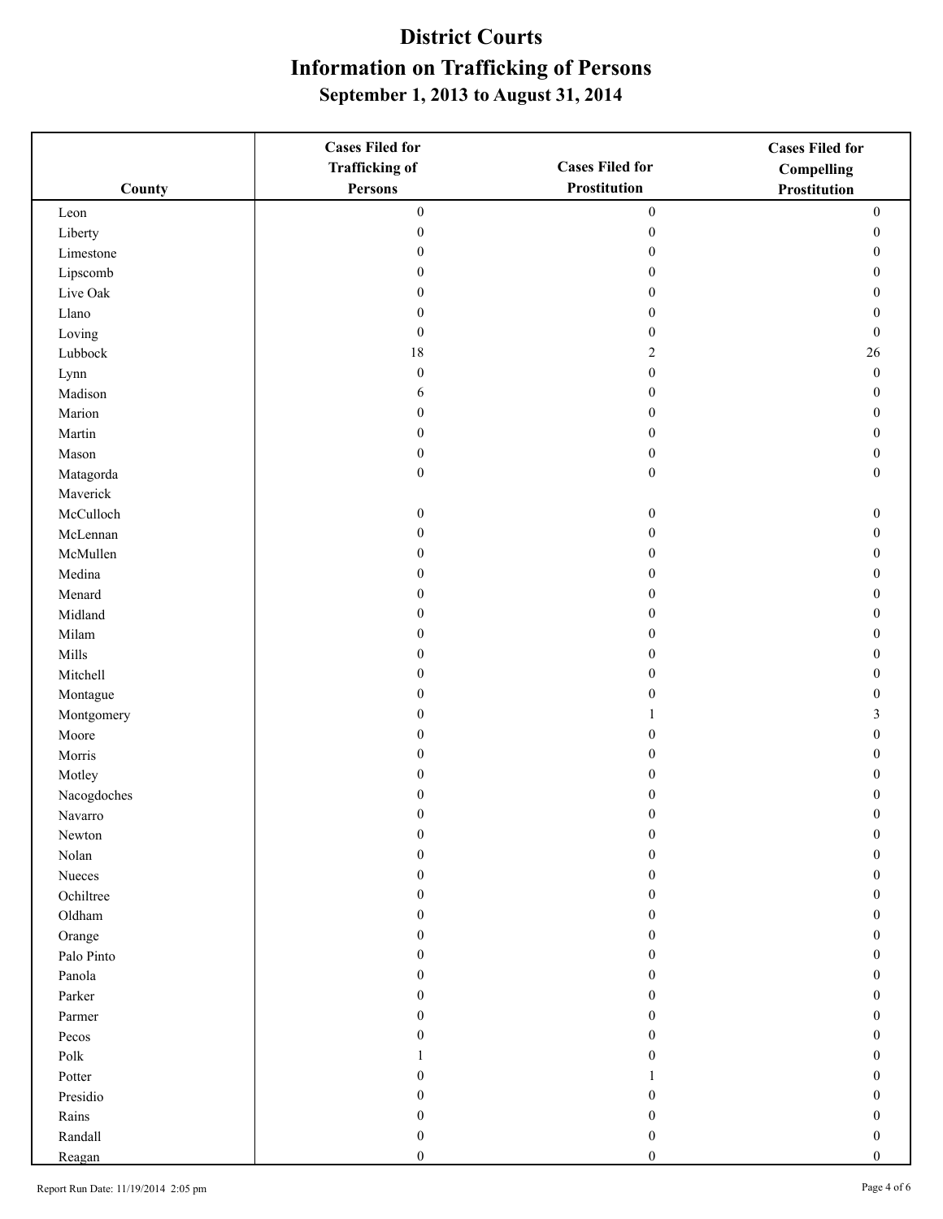# District Courts

# Information on Trafficking of Persons

## September 1, 2013 to August 31, 2014

| County | Cases Filed for Trafficking of Persons | Cases Filed for Prostitution | Cases Filed for Compelling Prostitution |
|---|---|---|---|
| Leon | 0 | 0 | 0 |
| Liberty | 0 | 0 | 0 |
| Limestone | 0 | 0 | 0 |
| Lipscomb | 0 | 0 | 0 |
| Live Oak | 0 | 0 | 0 |
| Llano | 0 | 0 | 0 |
| Loving | 0 | 0 | 0 |
| Lubbock | 18 | 2 | 26 |
| Lynn | 0 | 0 | 0 |
| Madison | 6 | 0 | 0 |
| Marion | 0 | 0 | 0 |
| Martin | 0 | 0 | 0 |
| Mason | 0 | 0 | 0 |
| Matagorda | 0 | 0 | 0 |
| Maverick | | | |
| McCulloch | 0 | 0 | 0 |
| McLennan | 0 | 0 | 0 |
| McMullen | 0 | 0 | 0 |
| Medina | 0 | 0 | 0 |
| Menard | 0 | 0 | 0 |
| Midland | 0 | 0 | 0 |
| Milam | 0 | 0 | 0 |
| Mills | 0 | 0 | 0 |
| Mitchell | 0 | 0 | 0 |
| Montague | 0 | 0 | 0 |
| Montgomery | 0 | 1 | 3 |
| Moore | 0 | 0 | 0 |
| Morris | 0 | 0 | 0 |
| Motley | 0 | 0 | 0 |
| Nacogdoches | 0 | 0 | 0 |
| Navarro | 0 | 0 | 0 |
| Newton | 0 | 0 | 0 |
| Nolan | 0 | 0 | 0 |
| Nueces | 0 | 0 | 0 |
| Ochiltree | 0 | 0 | 0 |
| Oldham | 0 | 0 | 0 |
| Orange | 0 | 0 | 0 |
| Palo Pinto | 0 | 0 | 0 |
| Panola | 0 | 0 | 0 |
| Parker | 0 | 0 | 0 |
| Parmer | 0 | 0 | 0 |
| Pecos | 0 | 0 | 0 |
| Polk | 1 | 0 | 0 |
| Potter | 0 | 1 | 0 |
| Presidio | 0 | 0 | 0 |
| Rains | 0 | 0 | 0 |
| Randall | 0 | 0 | 0 |
| Reagan | 0 | 0 | 0 |

Report Run Date: 11/19/2014 2:05 pm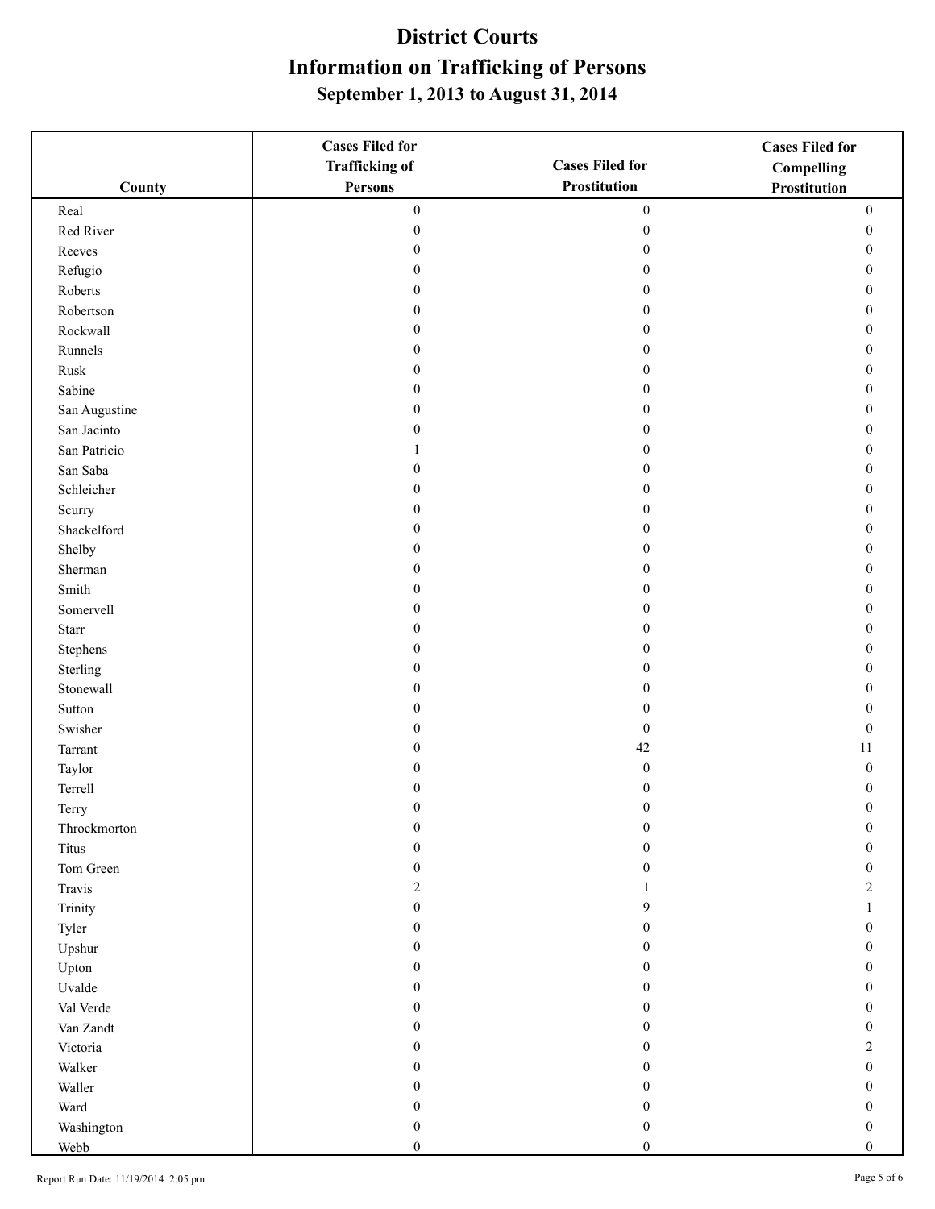# District Courts

## Information on Trafficking of Persons

### September 1, 2013 to August 31, 2014

| County | Cases Filed for Trafficking of Persons | Cases Filed for Prostitution | Cases Filed for Compelling Prostitution |
|---|---|---|---|
| Real | 0 | 0 | 0 |
| Red River | 0 | 0 | 0 |
| Reeves | 0 | 0 | 0 |
| Refugio | 0 | 0 | 0 |
| Roberts | 0 | 0 | 0 |
| Robertson | 0 | 0 | 0 |
| Rockwall | 0 | 0 | 0 |
| Runnels | 0 | 0 | 0 |
| Rusk | 0 | 0 | 0 |
| Sabine | 0 | 0 | 0 |
| San Augustine | 0 | 0 | 0 |
| San Jacinto | 0 | 0 | 0 |
| San Patricio | 1 | 0 | 0 |
| San Saba | 0 | 0 | 0 |
| Schleicher | 0 | 0 | 0 |
| Scurry | 0 | 0 | 0 |
| Shackelford | 0 | 0 | 0 |
| Shelby | 0 | 0 | 0 |
| Sherman | 0 | 0 | 0 |
| Smith | 0 | 0 | 0 |
| Somervell | 0 | 0 | 0 |
| Starr | 0 | 0 | 0 |
| Stephens | 0 | 0 | 0 |
| Sterling | 0 | 0 | 0 |
| Stonewall | 0 | 0 | 0 |
| Sutton | 0 | 0 | 0 |
| Swisher | 0 | 0 | 0 |
| Tarrant | 0 | 42 | 11 |
| Taylor | 0 | 0 | 0 |
| Terrell | 0 | 0 | 0 |
| Terry | 0 | 0 | 0 |
| Throckmorton | 0 | 0 | 0 |
| Titus | 0 | 0 | 0 |
| Tom Green | 0 | 0 | 0 |
| Travis | 2 | 1 | 2 |
| Trinity | 0 | 9 | 1 |
| Tyler | 0 | 0 | 0 |
| Upshur | 0 | 0 | 0 |
| Upton | 0 | 0 | 0 |
| Uvalde | 0 | 0 | 0 |
| Val Verde | 0 | 0 | 0 |
| Van Zandt | 0 | 0 | 0 |
| Victoria | 0 | 0 | 2 |
| Walker | 0 | 0 | 0 |
| Waller | 0 | 0 | 0 |
| Ward | 0 | 0 | 0 |
| Washington | 0 | 0 | 0 |
| Webb | 0 | 0 | 0 |

Report Run Date: 11/19/2014 2:05 pm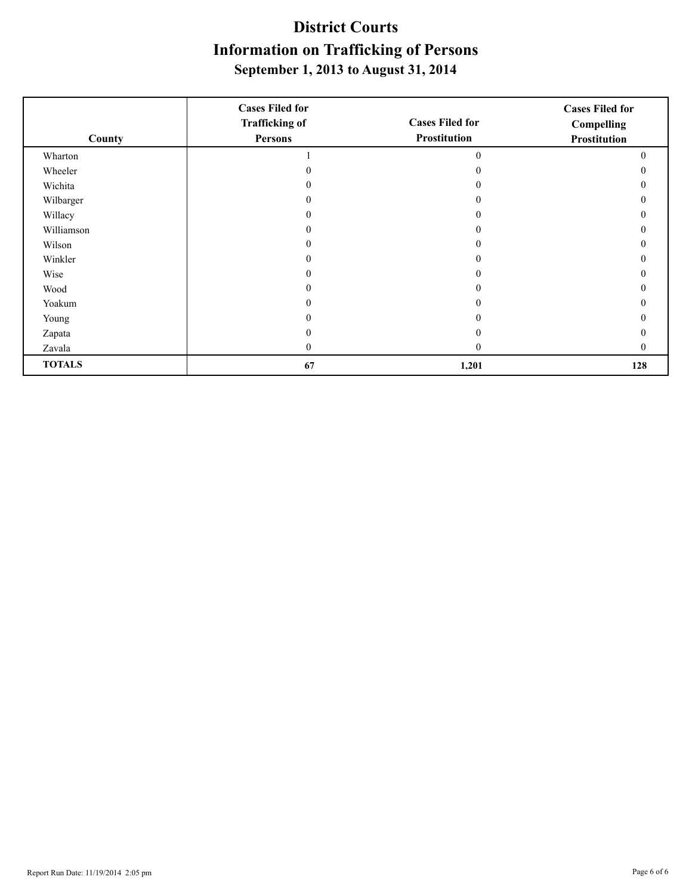# District Courts
# Information on Trafficking of Persons
## September 1, 2013 to August 31, 2014

| County | Cases Filed for Trafficking of Persons | Cases Filed for Prostitution | Cases Filed for Compelling Prostitution |
|---|---|---|---|
| Wharton | 1 | 0 | 0 |
| Wheeler | 0 | 0 | 0 |
| Wichita | 0 | 0 | 0 |
| Wilbarger | 0 | 0 | 0 |
| Willacy | 0 | 0 | 0 |
| Williamson | 0 | 0 | 0 |
| Wilson | 0 | 0 | 0 |
| Winkler | 0 | 0 | 0 |
| Wise | 0 | 0 | 0 |
| Wood | 0 | 0 | 0 |
| Yoakum | 0 | 0 | 0 |
| Young | 0 | 0 | 0 |
| Zapata | 0 | 0 | 0 |
| Zavala | 0 | 0 | 0 |
| **TOTALS** | **67** | **1,201** | **128** |

Report Run Date: 11/19/2014 2:05 pm